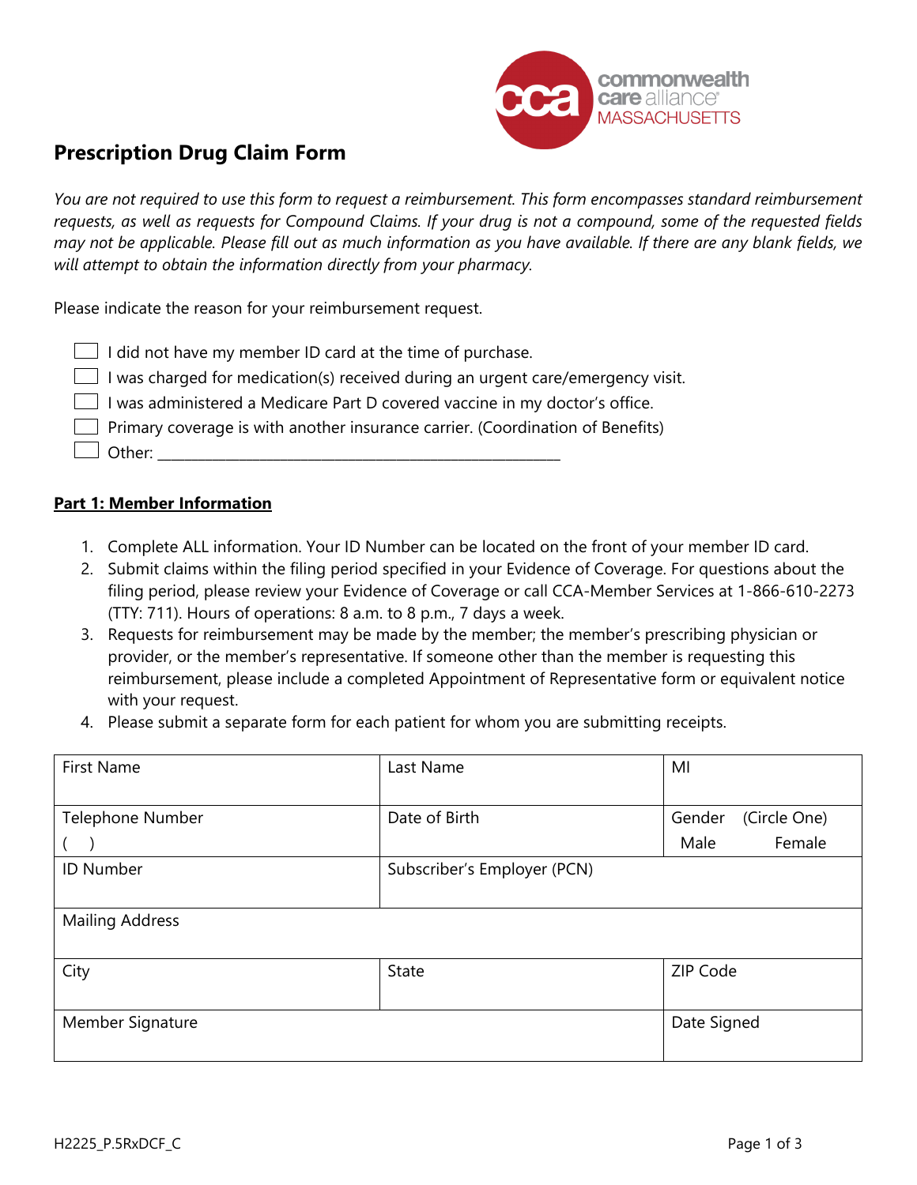# Prescription Drug Claim Form

*You are not required to use this form to request a reimbursement. This form encompasses standard reimbursement requests, as well as requests for Compound Claims. If your drug is not a compound, some of the requested fields may not be applicable. Please fill out as much information as you have available. If there are any blank fields, we will attempt to obtain the information directly from your pharmacy.*

Please indicate the reason for your reimbursement request.

- ☐ I did not have my member ID card at the time of purchase.
- ☐ I was charged for medication(s) received during an urgent care/emergency visit.
- ☐ I was administered a Medicare Part D covered vaccine in my doctor's office.
- ☐ Primary coverage is with another insurance carrier. (Coordination of Benefits)
- ☐ Other: ____________________________________________________

## Part 1: Member Information

1. Complete ALL information. Your ID Number can be located on the front of your member ID card.
2. Submit claims within the filing period specified in your Evidence of Coverage. For questions about the filing period, please review your Evidence of Coverage or call CCA-Member Services at 1-866-610-2273 (TTY: 711). Hours of operations: 8 a.m. to 8 p.m., 7 days a week.
3. Requests for reimbursement may be made by the member; the member's prescribing physician or provider, or the member's representative. If someone other than the member is requesting this reimbursement, please include a completed Appointment of Representative form or equivalent notice with your request.
4. Please submit a separate form for each patient for whom you are submitting receipts.

| | | |
|---|---|---|
| First Name | Last Name | MI |
| Telephone Number ( ) | Date of Birth | Gender (Circle One) Male Female |
| ID Number | Subscriber's Employer (PCN) | |
| Mailing Address | | |
| City | State | ZIP Code |
| Member Signature | | Date Signed |

H2225_P.5RxDCF_C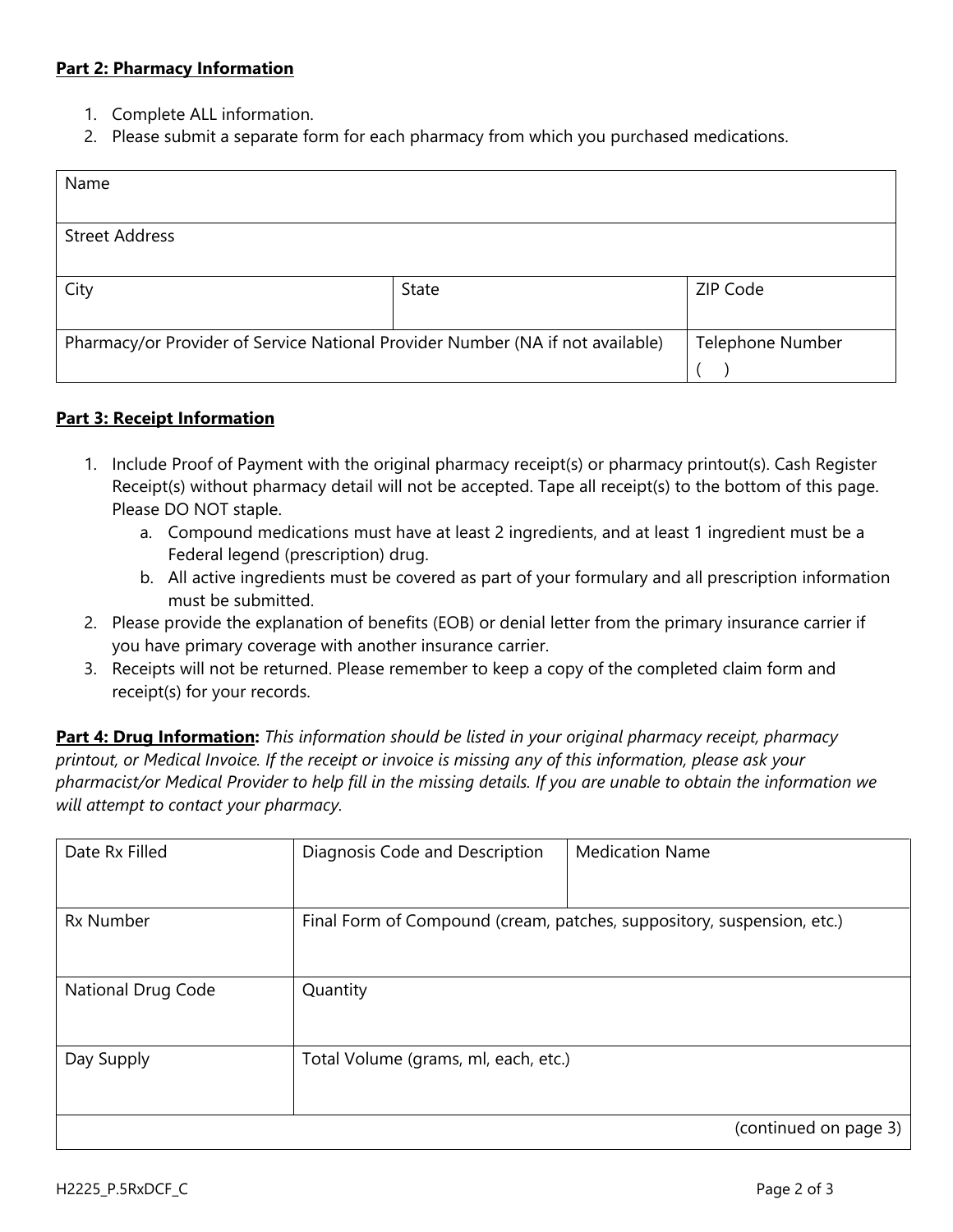**Part 2: Pharmacy Information**

1. Complete ALL information.
2. Please submit a separate form for each pharmacy from which you purchased medications.

| | | |
|---|---|---|
| Name | | |
| Street Address | | |
| City | State | ZIP Code |
| Pharmacy/or Provider of Service National Provider Number (NA if not available) | | Telephone Number ( ) |

**Part 3: Receipt Information**

1. Include Proof of Payment with the original pharmacy receipt(s) or pharmacy printout(s). Cash Register Receipt(s) without pharmacy detail will not be accepted. Tape all receipt(s) to the bottom of this page. Please DO NOT staple.
   a. Compound medications must have at least 2 ingredients, and at least 1 ingredient must be a Federal legend (prescription) drug.
   b. All active ingredients must be covered as part of your formulary and all prescription information must be submitted.
2. Please provide the explanation of benefits (EOB) or denial letter from the primary insurance carrier if you have primary coverage with another insurance carrier.
3. Receipts will not be returned. Please remember to keep a copy of the completed claim form and receipt(s) for your records.

**Part 4: Drug Information:** *This information should be listed in your original pharmacy receipt, pharmacy printout, or Medical Invoice. If the receipt or invoice is missing any of this information, please ask your pharmacist/or Medical Provider to help fill in the missing details. If you are unable to obtain the information we will attempt to contact your pharmacy.*

| | | |
|---|---|---|
| Date Rx Filled | Diagnosis Code and Description | Medication Name |
| Rx Number | Final Form of Compound (cream, patches, suppository, suspension, etc.) | |
| National Drug Code | Quantity | |
| Day Supply | Total Volume (grams, ml, each, etc.) | |
| | | (continued on page 3) |

H2225_P.5RxDCF_C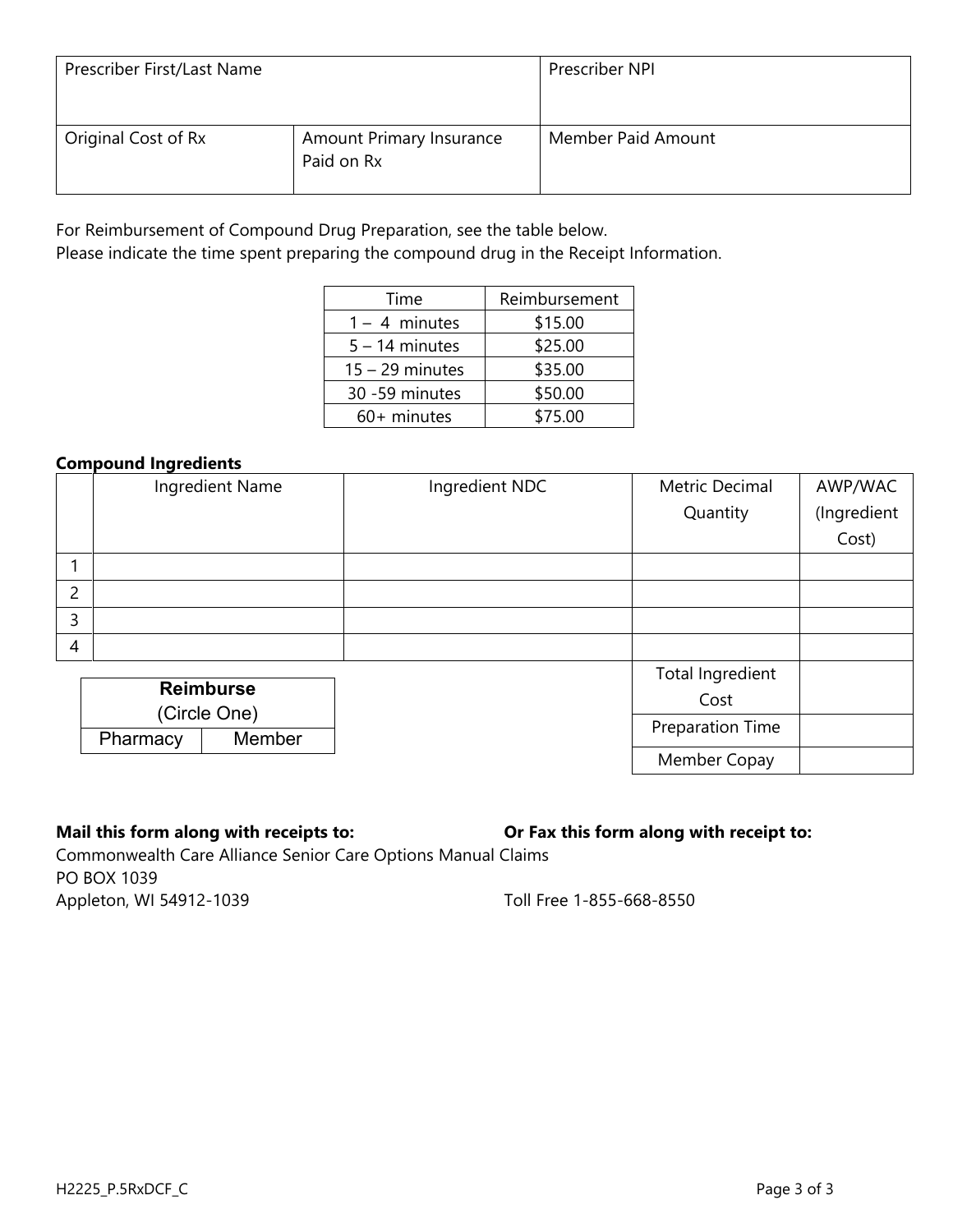| Prescriber First/Last Name | | Prescriber NPI |
|---|---|---|
| Original Cost of Rx | Amount Primary Insurance Paid on Rx | Member Paid Amount |

For Reimbursement of Compound Drug Preparation, see the table below.
Please indicate the time spent preparing the compound drug in the Receipt Information.

| Time | Reimbursement |
|---|---|
| 1 – 4 minutes | $15.00 |
| 5 – 14 minutes | $25.00 |
| 15 – 29 minutes | $35.00 |
| 30 -59 minutes | $50.00 |
| 60+ minutes | $75.00 |

**Compound Ingredients**

| | Ingredient Name | Ingredient NDC | Metric Decimal Quantity | AWP/WAC (Ingredient Cost) |
|---|---|---|---|---|
| 1 | | | | |
| 2 | | | | |
| 3 | | | | |
| 4 | | | | |
| | | | Total Ingredient Cost | |
| | | | Preparation Time | |
| | | | Member Copay | |

| **Reimburse** (Circle One) | |
|---|---|
| Pharmacy | Member |

**Mail this form along with receipts to:**
Commonwealth Care Alliance Senior Care Options Manual Claims
PO BOX 1039
Appleton, WI 54912-1039

**Or Fax this form along with receipt to:**
Toll Free 1-855-668-8550

H2225_P.5RxDCF_C